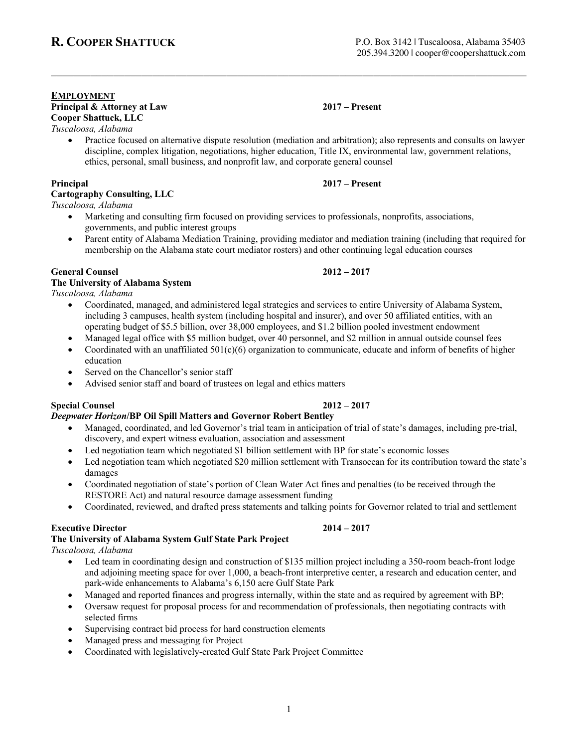# R. Cooper Shattuck

P.O. Box 3142 | Tuscaloosa, Alabama 35403
205.394.3200 | cooper@coopershattuck.com

---

## EMPLOYMENT

**Principal & Attorney at Law** **2017 – Present**
**Cooper Shattuck, LLC**
*Tuscaloosa, Alabama*

- Practice focused on alternative dispute resolution (mediation and arbitration); also represents and consults on lawyer discipline, complex litigation, negotiations, higher education, Title IX, environmental law, government relations, ethics, personal, small business, and nonprofit law, and corporate general counsel

**Principal** **2017 – Present**
**Cartography Consulting, LLC**
*Tuscaloosa, Alabama*

- Marketing and consulting firm focused on providing services to professionals, nonprofits, associations, governments, and public interest groups
- Parent entity of Alabama Mediation Training, providing mediator and mediation training (including that required for membership on the Alabama state court mediator rosters) and other continuing legal education courses

**General Counsel** **2012 – 2017**
**The University of Alabama System**
*Tuscaloosa, Alabama*

- Coordinated, managed, and administered legal strategies and services to entire University of Alabama System, including 3 campuses, health system (including hospital and insurer), and over 50 affiliated entities, with an operating budget of $5.5 billion, over 38,000 employees, and $1.2 billion pooled investment endowment
- Managed legal office with $5 million budget, over 40 personnel, and $2 million in annual outside counsel fees
- Coordinated with an unaffiliated 501(c)(6) organization to communicate, educate and inform of benefits of higher education
- Served on the Chancellor's senior staff
- Advised senior staff and board of trustees on legal and ethics matters

**Special Counsel** **2012 – 2017**
***Deepwater Horizon*/BP Oil Spill Matters and Governor Robert Bentley**

- Managed, coordinated, and led Governor's trial team in anticipation of trial of state's damages, including pre-trial, discovery, and expert witness evaluation, association and assessment
- Led negotiation team which negotiated $1 billion settlement with BP for state's economic losses
- Led negotiation team which negotiated $20 million settlement with Transocean for its contribution toward the state's damages
- Coordinated negotiation of state's portion of Clean Water Act fines and penalties (to be received through the RESTORE Act) and natural resource damage assessment funding
- Coordinated, reviewed, and drafted press statements and talking points for Governor related to trial and settlement

**Executive Director** **2014 – 2017**
**The University of Alabama System Gulf State Park Project**
*Tuscaloosa, Alabama*

- Led team in coordinating design and construction of $135 million project including a 350-room beach-front lodge and adjoining meeting space for over 1,000, a beach-front interpretive center, a research and education center, and park-wide enhancements to Alabama's 6,150 acre Gulf State Park
- Managed and reported finances and progress internally, within the state and as required by agreement with BP;
- Oversaw request for proposal process for and recommendation of professionals, then negotiating contracts with selected firms
- Supervising contract bid process for hard construction elements
- Managed press and messaging for Project
- Coordinated with legislatively-created Gulf State Park Project Committee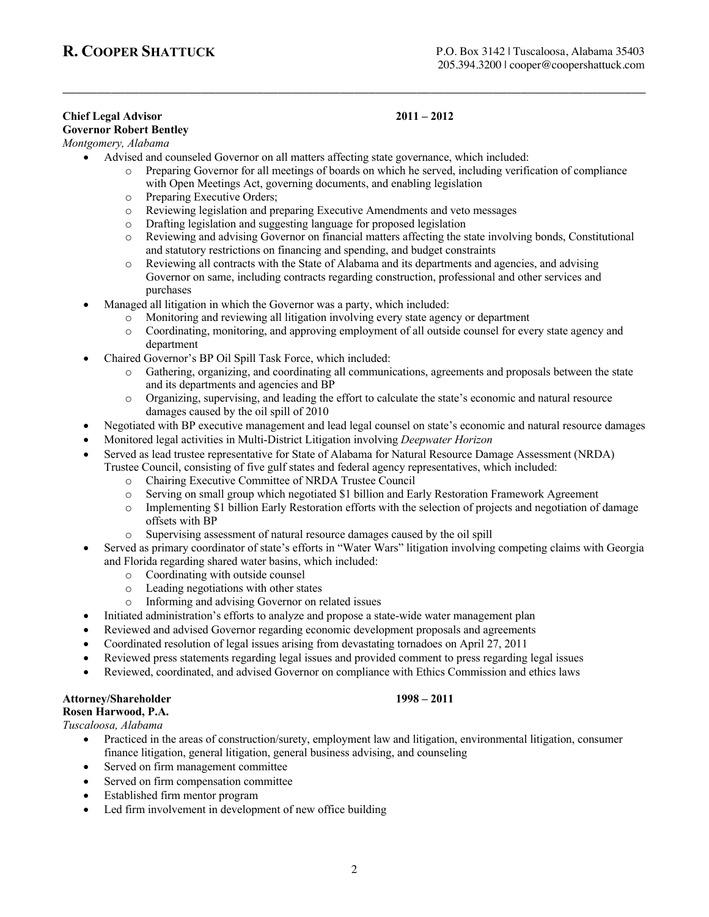# R. Cooper Shattuck

P.O. Box 3142 | Tuscaloosa, Alabama 35403
205.394.3200 | cooper@coopershattuck.com

---

**Chief Legal Advisor** **2011 – 2012**
**Governor Robert Bentley**
*Montgomery, Alabama*

- Advised and counseled Governor on all matters affecting state governance, which included:
  - Preparing Governor for all meetings of boards on which he served, including verification of compliance with Open Meetings Act, governing documents, and enabling legislation
  - Preparing Executive Orders;
  - Reviewing legislation and preparing Executive Amendments and veto messages
  - Drafting legislation and suggesting language for proposed legislation
  - Reviewing and advising Governor on financial matters affecting the state involving bonds, Constitutional and statutory restrictions on financing and spending, and budget constraints
  - Reviewing all contracts with the State of Alabama and its departments and agencies, and advising Governor on same, including contracts regarding construction, professional and other services and purchases
- Managed all litigation in which the Governor was a party, which included:
  - Monitoring and reviewing all litigation involving every state agency or department
  - Coordinating, monitoring, and approving employment of all outside counsel for every state agency and department
- Chaired Governor's BP Oil Spill Task Force, which included:
  - Gathering, organizing, and coordinating all communications, agreements and proposals between the state and its departments and agencies and BP
  - Organizing, supervising, and leading the effort to calculate the state's economic and natural resource damages caused by the oil spill of 2010
- Negotiated with BP executive management and lead legal counsel on state's economic and natural resource damages
- Monitored legal activities in Multi-District Litigation involving *Deepwater Horizon*
- Served as lead trustee representative for State of Alabama for Natural Resource Damage Assessment (NRDA) Trustee Council, consisting of five gulf states and federal agency representatives, which included:
  - Chairing Executive Committee of NRDA Trustee Council
  - Serving on small group which negotiated $1 billion and Early Restoration Framework Agreement
  - Implementing $1 billion Early Restoration efforts with the selection of projects and negotiation of damage offsets with BP
  - Supervising assessment of natural resource damages caused by the oil spill
- Served as primary coordinator of state's efforts in "Water Wars" litigation involving competing claims with Georgia and Florida regarding shared water basins, which included:
  - Coordinating with outside counsel
  - Leading negotiations with other states
  - Informing and advising Governor on related issues
- Initiated administration's efforts to analyze and propose a state-wide water management plan
- Reviewed and advised Governor regarding economic development proposals and agreements
- Coordinated resolution of legal issues arising from devastating tornadoes on April 27, 2011
- Reviewed press statements regarding legal issues and provided comment to press regarding legal issues
- Reviewed, coordinated, and advised Governor on compliance with Ethics Commission and ethics laws

**Attorney/Shareholder** **1998 – 2011**
**Rosen Harwood, P.A.**
*Tuscaloosa, Alabama*

- Practiced in the areas of construction/surety, employment law and litigation, environmental litigation, consumer finance litigation, general litigation, general business advising, and counseling
- Served on firm management committee
- Served on firm compensation committee
- Established firm mentor program
- Led firm involvement in development of new office building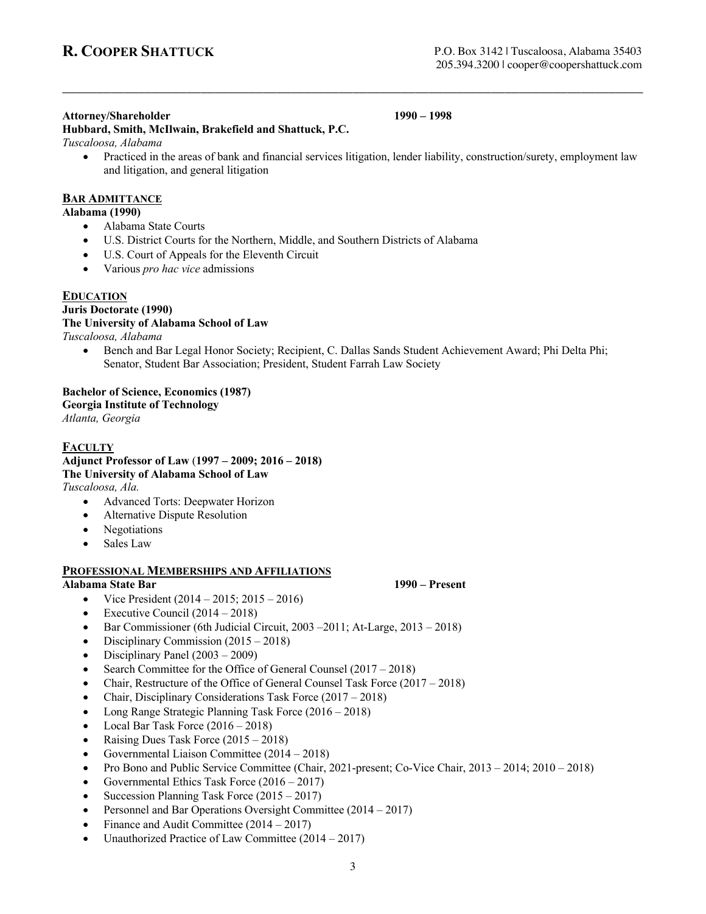# R. COOPER SHATTUCK

P.O. Box 3142 | Tuscaloosa, Alabama 35403
205.394.3200 | cooper@coopershattuck.com

---

**Attorney/Shareholder** **1990 – 1998**
**Hubbard, Smith, McIlwain, Brakefield and Shattuck, P.C.**
*Tuscaloosa, Alabama*

- Practiced in the areas of bank and financial services litigation, lender liability, construction/surety, employment law and litigation, and general litigation

## BAR ADMITTANCE

**Alabama (1990)**

- Alabama State Courts
- U.S. District Courts for the Northern, Middle, and Southern Districts of Alabama
- U.S. Court of Appeals for the Eleventh Circuit
- Various *pro hac vice* admissions

## EDUCATION

**Juris Doctorate (1990)**
**The University of Alabama School of Law**
*Tuscaloosa, Alabama*

- Bench and Bar Legal Honor Society; Recipient, C. Dallas Sands Student Achievement Award; Phi Delta Phi; Senator, Student Bar Association; President, Student Farrah Law Society

**Bachelor of Science, Economics (1987)**
**Georgia Institute of Technology**
*Atlanta, Georgia*

## FACULTY

**Adjunct Professor of Law (1997 – 2009; 2016 – 2018)**
**The University of Alabama School of Law**
*Tuscaloosa, Ala.*

- Advanced Torts: Deepwater Horizon
- Alternative Dispute Resolution
- Negotiations
- Sales Law

## PROFESSIONAL MEMBERSHIPS AND AFFILIATIONS

**Alabama State Bar** **1990 – Present**

- Vice President (2014 – 2015; 2015 – 2016)
- Executive Council (2014 – 2018)
- Bar Commissioner (6th Judicial Circuit, 2003 –2011; At-Large, 2013 – 2018)
- Disciplinary Commission (2015 – 2018)
- Disciplinary Panel (2003 – 2009)
- Search Committee for the Office of General Counsel (2017 – 2018)
- Chair, Restructure of the Office of General Counsel Task Force (2017 – 2018)
- Chair, Disciplinary Considerations Task Force (2017 – 2018)
- Long Range Strategic Planning Task Force (2016 – 2018)
- Local Bar Task Force (2016 – 2018)
- Raising Dues Task Force (2015 – 2018)
- Governmental Liaison Committee (2014 – 2018)
- Pro Bono and Public Service Committee (Chair, 2021-present; Co-Vice Chair, 2013 – 2014; 2010 – 2018)
- Governmental Ethics Task Force (2016 – 2017)
- Succession Planning Task Force (2015 – 2017)
- Personnel and Bar Operations Oversight Committee (2014 – 2017)
- Finance and Audit Committee (2014 – 2017)
- Unauthorized Practice of Law Committee (2014 – 2017)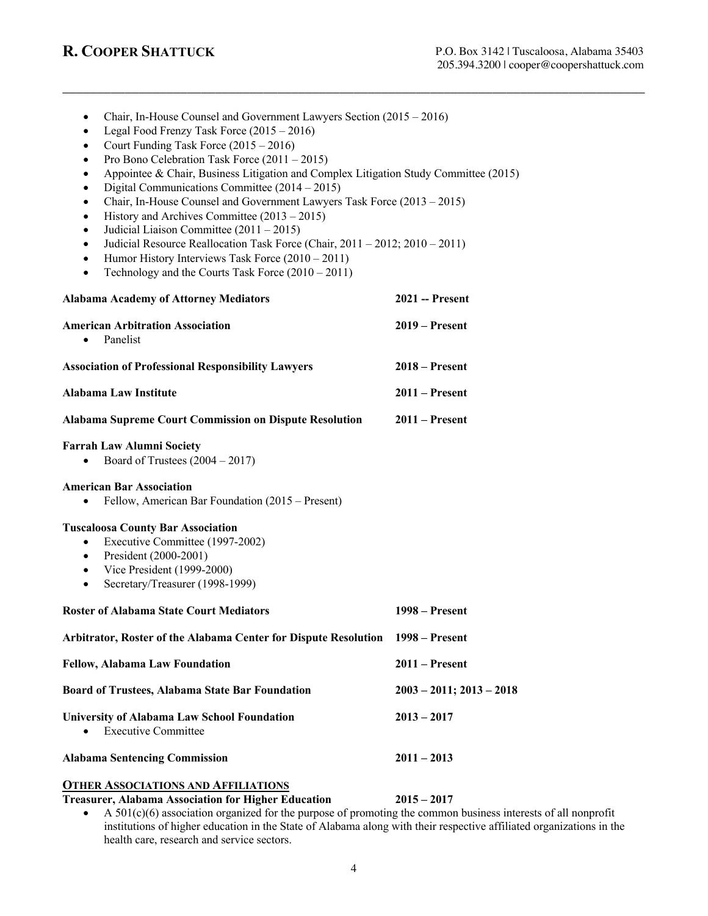- Chair, In-House Counsel and Government Lawyers Section (2015 – 2016)
- Legal Food Frenzy Task Force (2015 – 2016)
- Court Funding Task Force (2015 – 2016)
- Pro Bono Celebration Task Force (2011 – 2015)
- Appointee & Chair, Business Litigation and Complex Litigation Study Committee (2015)
- Digital Communications Committee (2014 – 2015)
- Chair, In-House Counsel and Government Lawyers Task Force (2013 – 2015)
- History and Archives Committee (2013 – 2015)
- Judicial Liaison Committee (2011 – 2015)
- Judicial Resource Reallocation Task Force (Chair, 2011 – 2012; 2010 – 2011)
- Humor History Interviews Task Force (2010 – 2011)
- Technology and the Courts Task Force (2010 – 2011)

**Alabama Academy of Attorney Mediators** — **2021 -- Present**

**American Arbitration Association** — **2019 – Present**
- Panelist

**Association of Professional Responsibility Lawyers** — **2018 – Present**

**Alabama Law Institute** — **2011 – Present**

**Alabama Supreme Court Commission on Dispute Resolution** — **2011 – Present**

**Farrah Law Alumni Society**
- Board of Trustees (2004 – 2017)

**American Bar Association**
- Fellow, American Bar Foundation (2015 – Present)

**Tuscaloosa County Bar Association**
- Executive Committee (1997-2002)
- President (2000-2001)
- Vice President (1999-2000)
- Secretary/Treasurer (1998-1999)

**Roster of Alabama State Court Mediators** — **1998 – Present**

**Arbitrator, Roster of the Alabama Center for Dispute Resolution** — **1998 – Present**

**Fellow, Alabama Law Foundation** — **2011 – Present**

**Board of Trustees, Alabama State Bar Foundation** — **2003 – 2011; 2013 – 2018**

**University of Alabama Law School Foundation** — **2013 – 2017**
- Executive Committee

**Alabama Sentencing Commission** — **2011 – 2013**

## OTHER ASSOCIATIONS AND AFFILIATIONS

**Treasurer, Alabama Association for Higher Education** — **2015 – 2017**
- A 501(c)(6) association organized for the purpose of promoting the common business interests of all nonprofit institutions of higher education in the State of Alabama along with their respective affiliated organizations in the health care, research and service sectors.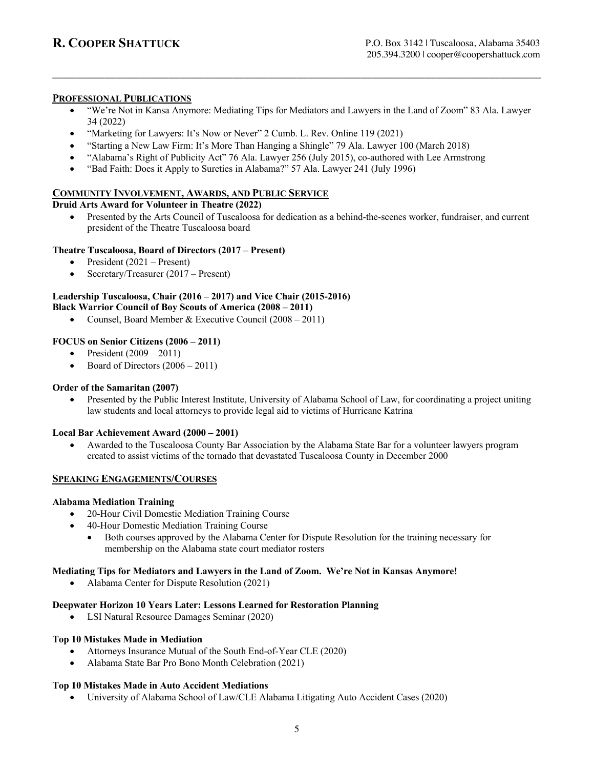# R. COOPER SHATTUCK

P.O. Box 3142 | Tuscaloosa, Alabama 35403
205.394.3200 | cooper@coopershattuck.com

## PROFESSIONAL PUBLICATIONS

- "We're Not in Kansa Anymore: Mediating Tips for Mediators and Lawyers in the Land of Zoom" 83 Ala. Lawyer 34 (2022)
- "Marketing for Lawyers: It's Now or Never" 2 Cumb. L. Rev. Online 119 (2021)
- "Starting a New Law Firm: It's More Than Hanging a Shingle" 79 Ala. Lawyer 100 (March 2018)
- "Alabama's Right of Publicity Act" 76 Ala. Lawyer 256 (July 2015), co-authored with Lee Armstrong
- "Bad Faith: Does it Apply to Sureties in Alabama?" 57 Ala. Lawyer 241 (July 1996)

## COMMUNITY INVOLVEMENT, AWARDS, AND PUBLIC SERVICE

**Druid Arts Award for Volunteer in Theatre (2022)**

- Presented by the Arts Council of Tuscaloosa for dedication as a behind-the-scenes worker, fundraiser, and current president of the Theatre Tuscaloosa board

**Theatre Tuscaloosa, Board of Directors (2017 – Present)**

- President (2021 – Present)
- Secretary/Treasurer (2017 – Present)

**Leadership Tuscaloosa, Chair (2016 – 2017) and Vice Chair (2015-2016)**

**Black Warrior Council of Boy Scouts of America (2008 – 2011)**

- Counsel, Board Member & Executive Council (2008 – 2011)

**FOCUS on Senior Citizens (2006 – 2011)**

- President (2009 – 2011)
- Board of Directors (2006 – 2011)

**Order of the Samaritan (2007)**

- Presented by the Public Interest Institute, University of Alabama School of Law, for coordinating a project uniting law students and local attorneys to provide legal aid to victims of Hurricane Katrina

**Local Bar Achievement Award (2000 – 2001)**

- Awarded to the Tuscaloosa County Bar Association by the Alabama State Bar for a volunteer lawyers program created to assist victims of the tornado that devastated Tuscaloosa County in December 2000

## SPEAKING ENGAGEMENTS/COURSES

**Alabama Mediation Training**

- 20-Hour Civil Domestic Mediation Training Course
- 40-Hour Domestic Mediation Training Course
  - Both courses approved by the Alabama Center for Dispute Resolution for the training necessary for membership on the Alabama state court mediator rosters

**Mediating Tips for Mediators and Lawyers in the Land of Zoom. We're Not in Kansas Anymore!**

- Alabama Center for Dispute Resolution (2021)

**Deepwater Horizon 10 Years Later: Lessons Learned for Restoration Planning**

- LSI Natural Resource Damages Seminar (2020)

**Top 10 Mistakes Made in Mediation**

- Attorneys Insurance Mutual of the South End-of-Year CLE (2020)
- Alabama State Bar Pro Bono Month Celebration (2021)

**Top 10 Mistakes Made in Auto Accident Mediations**

- University of Alabama School of Law/CLE Alabama Litigating Auto Accident Cases (2020)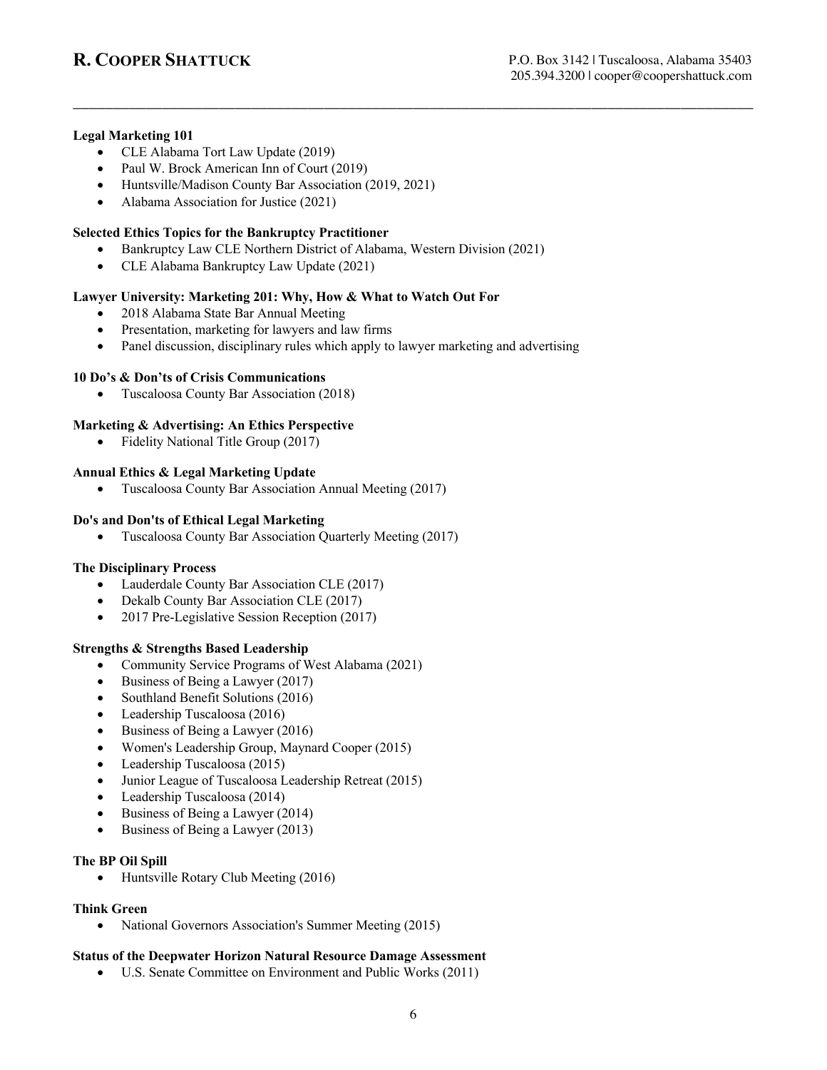**Legal Marketing 101**

- CLE Alabama Tort Law Update (2019)
- Paul W. Brock American Inn of Court (2019)
- Huntsville/Madison County Bar Association (2019, 2021)
- Alabama Association for Justice (2021)

**Selected Ethics Topics for the Bankruptcy Practitioner**

- Bankruptcy Law CLE Northern District of Alabama, Western Division (2021)
- CLE Alabama Bankruptcy Law Update (2021)

**Lawyer University: Marketing 201: Why, How & What to Watch Out For**

- 2018 Alabama State Bar Annual Meeting
- Presentation, marketing for lawyers and law firms
- Panel discussion, disciplinary rules which apply to lawyer marketing and advertising

**10 Do's & Don'ts of Crisis Communications**

- Tuscaloosa County Bar Association (2018)

**Marketing & Advertising: An Ethics Perspective**

- Fidelity National Title Group (2017)

**Annual Ethics & Legal Marketing Update**

- Tuscaloosa County Bar Association Annual Meeting (2017)

**Do's and Don'ts of Ethical Legal Marketing**

- Tuscaloosa County Bar Association Quarterly Meeting (2017)

**The Disciplinary Process**

- Lauderdale County Bar Association CLE (2017)
- Dekalb County Bar Association CLE (2017)
- 2017 Pre-Legislative Session Reception (2017)

**Strengths & Strengths Based Leadership**

- Community Service Programs of West Alabama (2021)
- Business of Being a Lawyer (2017)
- Southland Benefit Solutions (2016)
- Leadership Tuscaloosa (2016)
- Business of Being a Lawyer (2016)
- Women's Leadership Group, Maynard Cooper (2015)
- Leadership Tuscaloosa (2015)
- Junior League of Tuscaloosa Leadership Retreat (2015)
- Leadership Tuscaloosa (2014)
- Business of Being a Lawyer (2014)
- Business of Being a Lawyer (2013)

**The BP Oil Spill**

- Huntsville Rotary Club Meeting (2016)

**Think Green**

- National Governors Association's Summer Meeting (2015)

**Status of the Deepwater Horizon Natural Resource Damage Assessment**

- U.S. Senate Committee on Environment and Public Works (2011)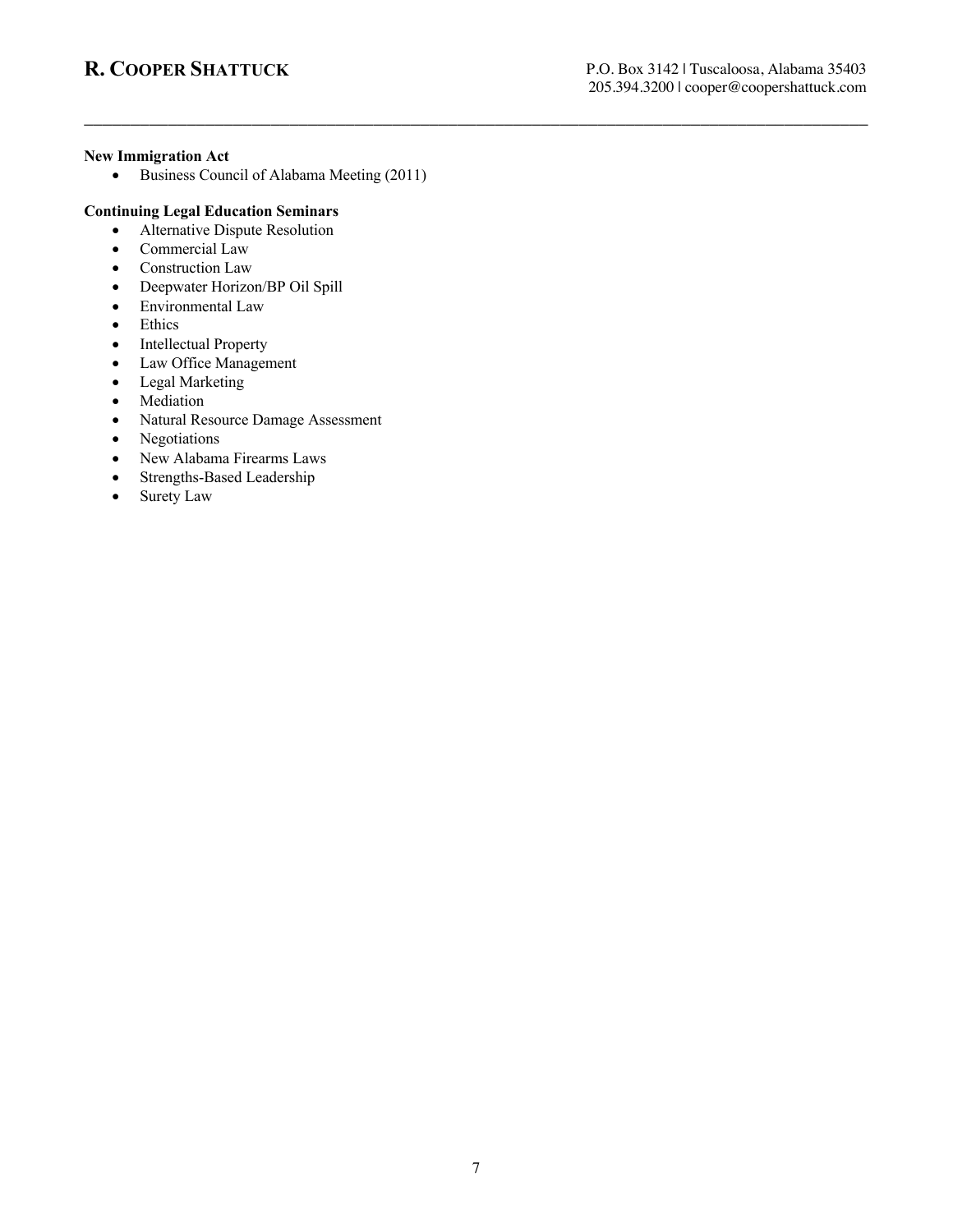**New Immigration Act**

- Business Council of Alabama Meeting (2011)

**Continuing Legal Education Seminars**

- Alternative Dispute Resolution
- Commercial Law
- Construction Law
- Deepwater Horizon/BP Oil Spill
- Environmental Law
- Ethics
- Intellectual Property
- Law Office Management
- Legal Marketing
- Mediation
- Natural Resource Damage Assessment
- Negotiations
- New Alabama Firearms Laws
- Strengths-Based Leadership
- Surety Law